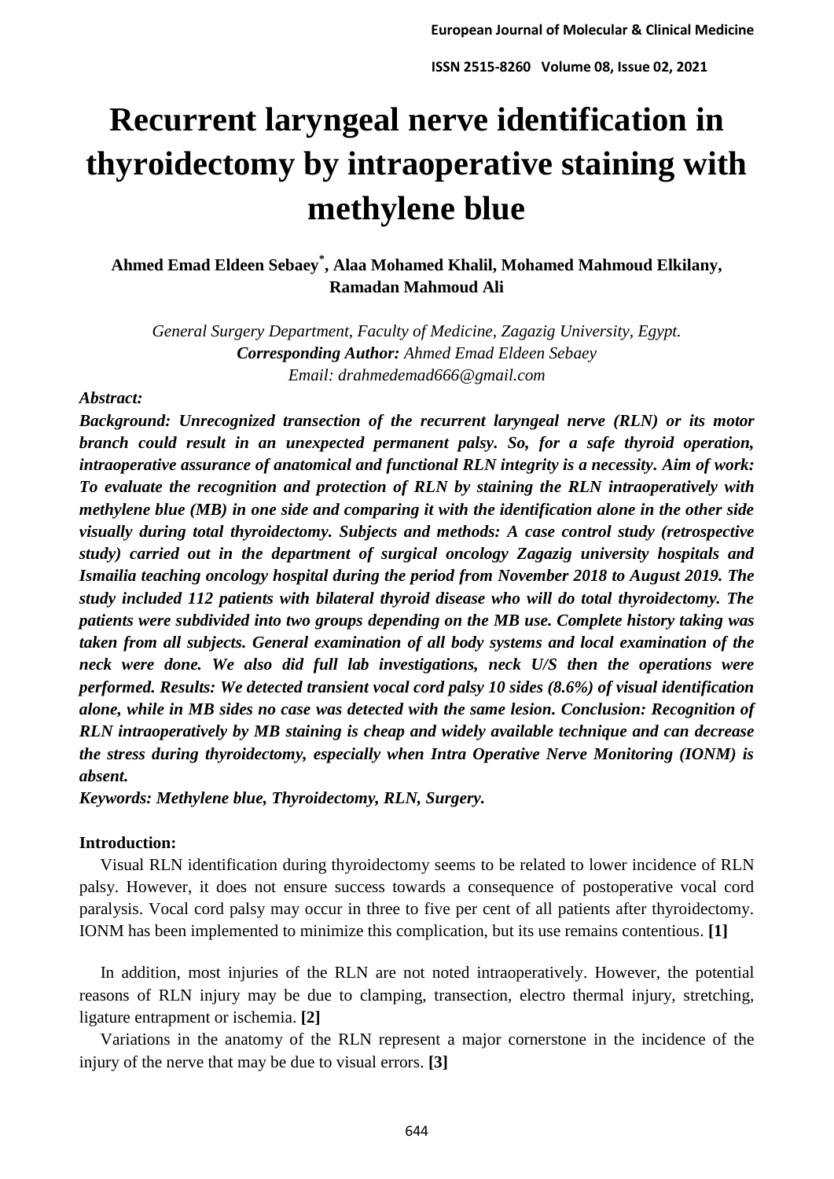# Recurrent laryngeal nerve identification in thyroidectomy by intraoperative staining with methylene blue

**Ahmed Emad Eldeen Sebaey*, Alaa Mohamed Khalil, Mohamed Mahmoud Elkilany, Ramadan Mahmoud Ali**

*General Surgery Department, Faculty of Medicine, Zagazig University, Egypt.*
***Corresponding Author:*** *Ahmed Emad Eldeen Sebaey*
*Email: drahmedemad666@gmail.com*

***Abstract:***

***Background: Unrecognized transection of the recurrent laryngeal nerve (RLN) or its motor branch could result in an unexpected permanent palsy. So, for a safe thyroid operation, intraoperative assurance of anatomical and functional RLN integrity is a necessity. Aim of work: To evaluate the recognition and protection of RLN by staining the RLN intraoperatively with methylene blue (MB) in one side and comparing it with the identification alone in the other side visually during total thyroidectomy. Subjects and methods: A case control study (retrospective study) carried out in the department of surgical oncology Zagazig university hospitals and Ismailia teaching oncology hospital during the period from November 2018 to August 2019. The study included 112 patients with bilateral thyroid disease who will do total thyroidectomy. The patients were subdivided into two groups depending on the MB use. Complete history taking was taken from all subjects. General examination of all body systems and local examination of the neck were done. We also did full lab investigations, neck U/S then the operations were performed. Results: We detected transient vocal cord palsy 10 sides (8.6%) of visual identification alone, while in MB sides no case was detected with the same lesion. Conclusion: Recognition of RLN intraoperatively by MB staining is cheap and widely available technique and can decrease the stress during thyroidectomy, especially when Intra Operative Nerve Monitoring (IONM) is absent.***

***Keywords: Methylene blue, Thyroidectomy, RLN, Surgery.***

## Introduction:

Visual RLN identification during thyroidectomy seems to be related to lower incidence of RLN palsy. However, it does not ensure success towards a consequence of postoperative vocal cord paralysis. Vocal cord palsy may occur in three to five per cent of all patients after thyroidectomy. IONM has been implemented to minimize this complication, but its use remains contentious. **[1]**

In addition, most injuries of the RLN are not noted intraoperatively. However, the potential reasons of RLN injury may be due to clamping, transection, electro thermal injury, stretching, ligature entrapment or ischemia. **[2]**

Variations in the anatomy of the RLN represent a major cornerstone in the incidence of the injury of the nerve that may be due to visual errors. **[3]**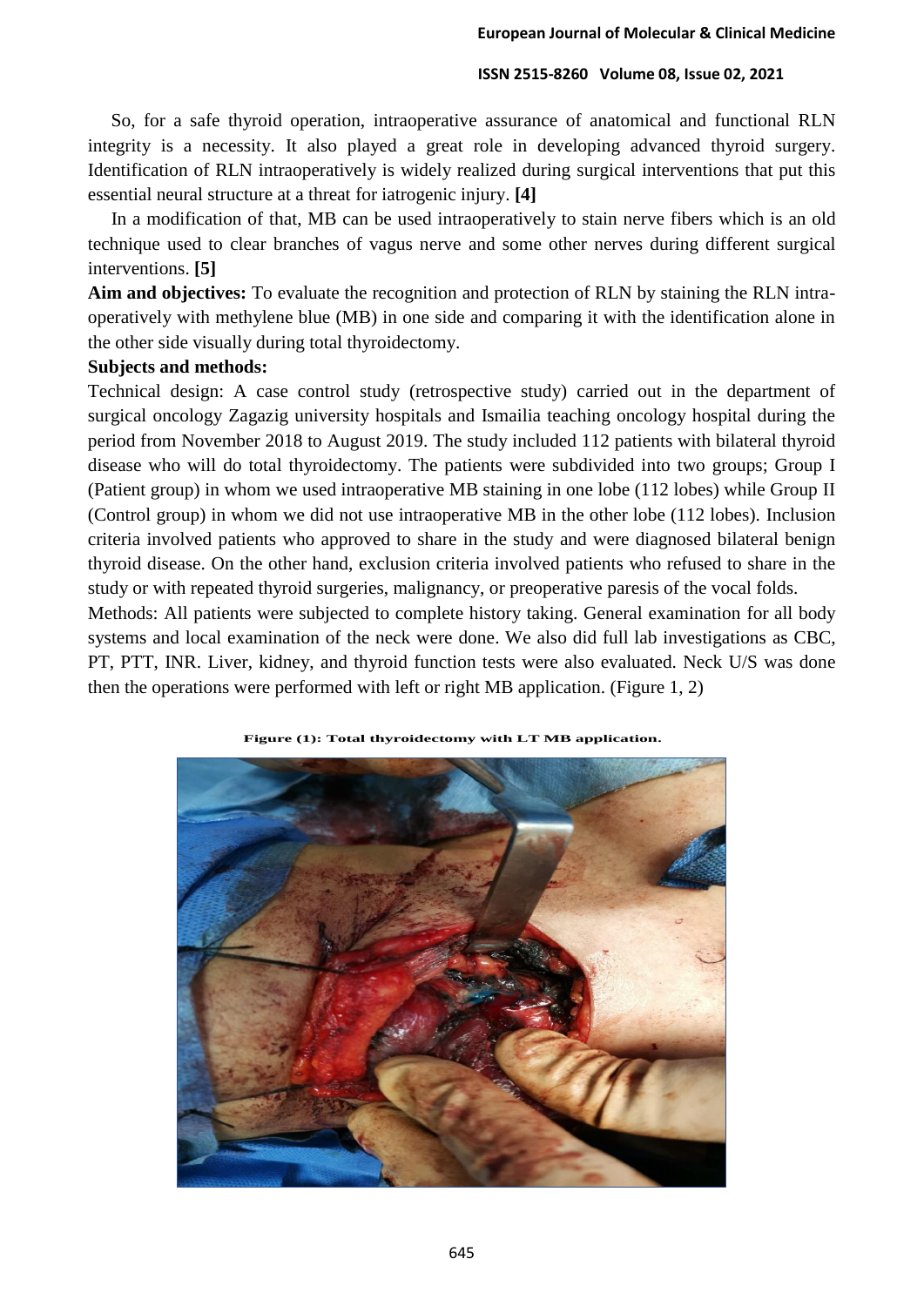So, for a safe thyroid operation, intraoperative assurance of anatomical and functional RLN integrity is a necessity. It also played a great role in developing advanced thyroid surgery. Identification of RLN intraoperatively is widely realized during surgical interventions that put this essential neural structure at a threat for iatrogenic injury. **[4]**

In a modification of that, MB can be used intraoperatively to stain nerve fibers which is an old technique used to clear branches of vagus nerve and some other nerves during different surgical interventions. **[5]**

**Aim and objectives:** To evaluate the recognition and protection of RLN by staining the RLN intra-operatively with methylene blue (MB) in one side and comparing it with the identification alone in the other side visually during total thyroidectomy.

**Subjects and methods:**

Technical design: A case control study (retrospective study) carried out in the department of surgical oncology Zagazig university hospitals and Ismailia teaching oncology hospital during the period from November 2018 to August 2019. The study included 112 patients with bilateral thyroid disease who will do total thyroidectomy. The patients were subdivided into two groups; Group I (Patient group) in whom we used intraoperative MB staining in one lobe (112 lobes) while Group II (Control group) in whom we did not use intraoperative MB in the other lobe (112 lobes). Inclusion criteria involved patients who approved to share in the study and were diagnosed bilateral benign thyroid disease. On the other hand, exclusion criteria involved patients who refused to share in the study or with repeated thyroid surgeries, malignancy, or preoperative paresis of the vocal folds.

Methods: All patients were subjected to complete history taking. General examination for all body systems and local examination of the neck were done. We also did full lab investigations as CBC, PT, PTT, INR. Liver, kidney, and thyroid function tests were also evaluated. Neck U/S was done then the operations were performed with left or right MB application. (Figure 1, 2)

**Figure (1): Total thyroidectomy with LT MB application.**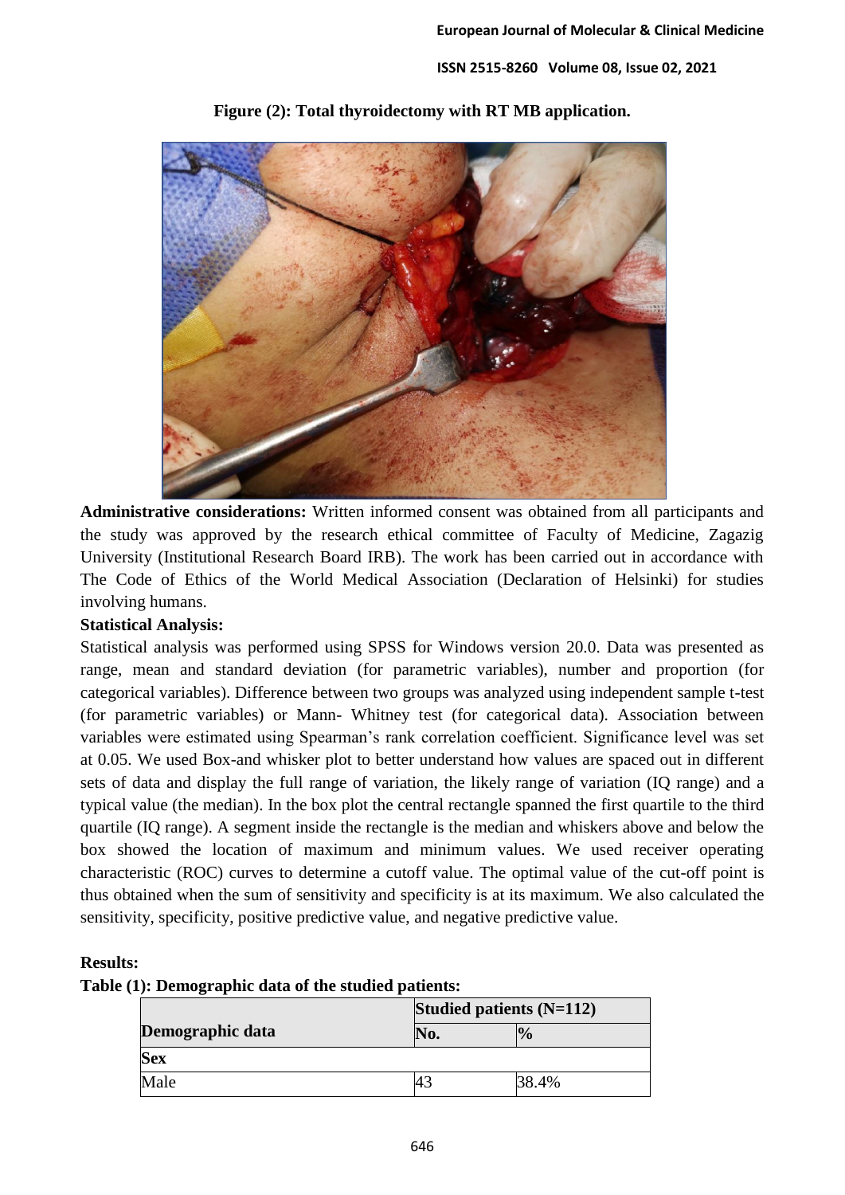**Figure (2): Total thyroidectomy with RT MB application.**

**Administrative considerations:** Written informed consent was obtained from all participants and the study was approved by the research ethical committee of Faculty of Medicine, Zagazig University (Institutional Research Board IRB). The work has been carried out in accordance with The Code of Ethics of the World Medical Association (Declaration of Helsinki) for studies involving humans.

**Statistical Analysis:**

Statistical analysis was performed using SPSS for Windows version 20.0. Data was presented as range, mean and standard deviation (for parametric variables), number and proportion (for categorical variables). Difference between two groups was analyzed using independent sample t-test (for parametric variables) or Mann- Whitney test (for categorical data). Association between variables were estimated using Spearman's rank correlation coefficient. Significance level was set at 0.05. We used Box-and whisker plot to better understand how values are spaced out in different sets of data and display the full range of variation, the likely range of variation (IQ range) and a typical value (the median). In the box plot the central rectangle spanned the first quartile to the third quartile (IQ range). A segment inside the rectangle is the median and whiskers above and below the box showed the location of maximum and minimum values. We used receiver operating characteristic (ROC) curves to determine a cutoff value. The optimal value of the cut-off point is thus obtained when the sum of sensitivity and specificity is at its maximum. We also calculated the sensitivity, specificity, positive predictive value, and negative predictive value.

**Results:**

**Table (1): Demographic data of the studied patients:**

| Demographic data | Studied patients (N=112) | |
|---|---|---|
| | **No.** | **%** |
| **Sex** | | |
| Male | 43 | 38.4% |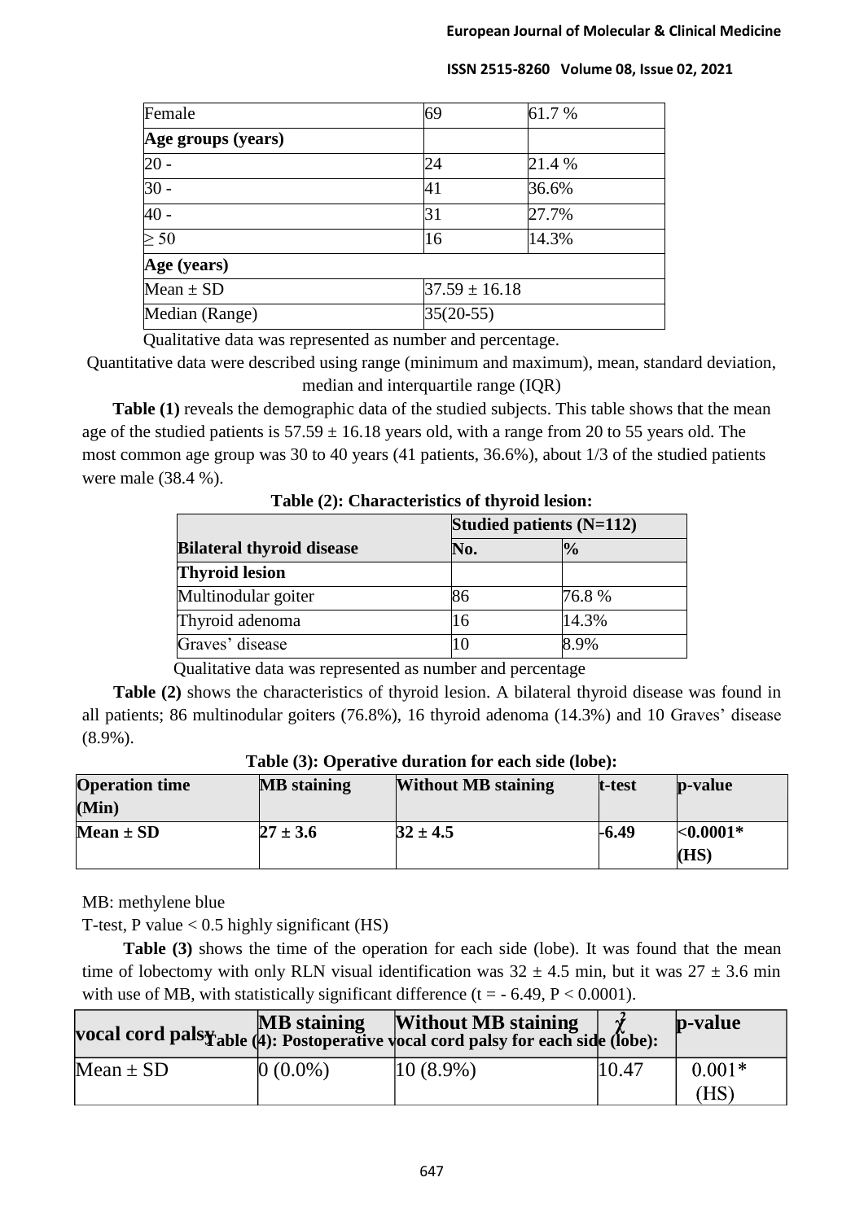| Female | 69 | 61.7 % |
|---|---|---|
| **Age groups (years)** | | |
| 20 - | 24 | 21.4 % |
| 30 - | 41 | 36.6% |
| 40 - | 31 | 27.7% |
| ≥ 50 | 16 | 14.3% |
| **Age (years)** | | |
| Mean ± SD | 37.59 ± 16.18 | |
| Median (Range) | 35(20-55) | |

Qualitative data was represented as number and percentage.

Quantitative data were described using range (minimum and maximum), mean, standard deviation, median and interquartile range (IQR)

**Table (1)** reveals the demographic data of the studied subjects. This table shows that the mean age of the studied patients is 57.59 ± 16.18 years old, with a range from 20 to 55 years old. The most common age group was 30 to 40 years (41 patients, 36.6%), about 1/3 of the studied patients were male (38.4 %).

**Table (2): Characteristics of thyroid lesion:**

| | **Studied patients (N=112)** | |
|---|---|---|
| **Bilateral thyroid disease** | **No.** | **%** |
| **Thyroid lesion** | | |
| Multinodular goiter | 86 | 76.8 % |
| Thyroid adenoma | 16 | 14.3% |
| Graves' disease | 10 | 8.9% |

Qualitative data was represented as number and percentage

**Table (2)** shows the characteristics of thyroid lesion. A bilateral thyroid disease was found in all patients; 86 multinodular goiters (76.8%), 16 thyroid adenoma (14.3%) and 10 Graves' disease (8.9%).

**Table (3): Operative duration for each side (lobe):**

| **Operation time (Min)** | **MB staining** | **Without MB staining** | **t-test** | **p-value** |
|---|---|---|---|---|
| **Mean ± SD** | **27 ± 3.6** | **32 ± 4.5** | **-6.49** | **<0.0001* (HS)** |

MB: methylene blue

T-test, P value < 0.5 highly significant (HS)

**Table (3)** shows the time of the operation for each side (lobe). It was found that the mean time of lobectomy with only RLN visual identification was 32 ± 4.5 min, but it was 27 ± 3.6 min with use of MB, with statistically significant difference (t = - 6.49, P < 0.0001).

**Table (4): Postoperative vocal cord palsy for each side (lobe):**

| **vocal cord palsy** | **MB staining** | **Without MB staining** | $\chi^2$ | **p-value** |
|---|---|---|---|---|
| Mean ± SD | 0 (0.0%) | 10 (8.9%) | 10.47 | 0.001* (HS) |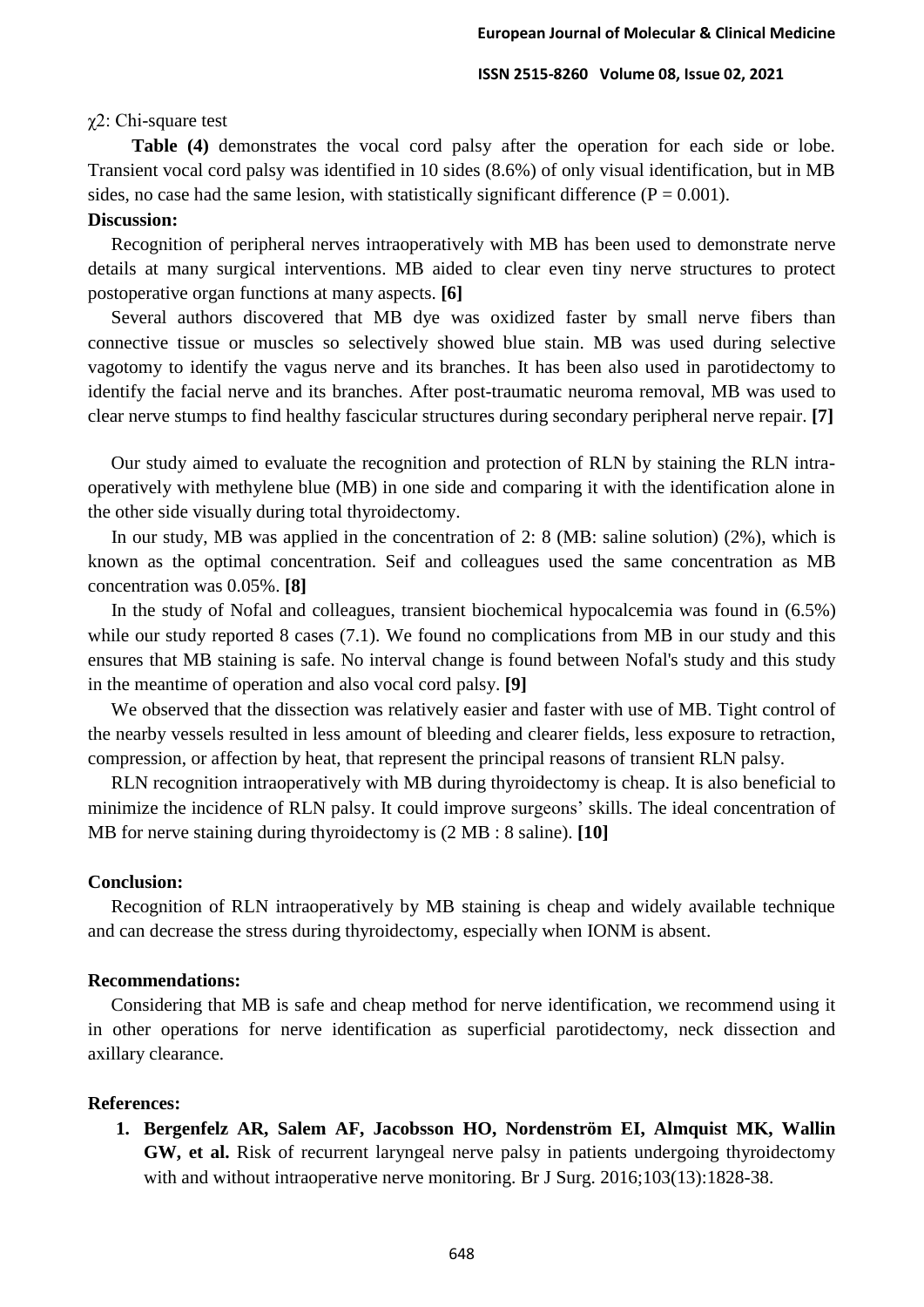χ2: Chi-square test

**Table (4)** demonstrates the vocal cord palsy after the operation for each side or lobe. Transient vocal cord palsy was identified in 10 sides (8.6%) of only visual identification, but in MB sides, no case had the same lesion, with statistically significant difference ($P = 0.001$).

**Discussion:**

Recognition of peripheral nerves intraoperatively with MB has been used to demonstrate nerve details at many surgical interventions. MB aided to clear even tiny nerve structures to protect postoperative organ functions at many aspects. **[6]**

Several authors discovered that MB dye was oxidized faster by small nerve fibers than connective tissue or muscles so selectively showed blue stain. MB was used during selective vagotomy to identify the vagus nerve and its branches. It has been also used in parotidectomy to identify the facial nerve and its branches. After post-traumatic neuroma removal, MB was used to clear nerve stumps to find healthy fascicular structures during secondary peripheral nerve repair. **[7]**

Our study aimed to evaluate the recognition and protection of RLN by staining the RLN intra-operatively with methylene blue (MB) in one side and comparing it with the identification alone in the other side visually during total thyroidectomy.

In our study, MB was applied in the concentration of 2: 8 (MB: saline solution) (2%), which is known as the optimal concentration. Seif and colleagues used the same concentration as MB concentration was 0.05%. **[8]**

In the study of Nofal and colleagues, transient biochemical hypocalcemia was found in (6.5%) while our study reported 8 cases (7.1). We found no complications from MB in our study and this ensures that MB staining is safe. No interval change is found between Nofal's study and this study in the meantime of operation and also vocal cord palsy. **[9]**

We observed that the dissection was relatively easier and faster with use of MB. Tight control of the nearby vessels resulted in less amount of bleeding and clearer fields, less exposure to retraction, compression, or affection by heat, that represent the principal reasons of transient RLN palsy.

RLN recognition intraoperatively with MB during thyroidectomy is cheap. It is also beneficial to minimize the incidence of RLN palsy. It could improve surgeons' skills. The ideal concentration of MB for nerve staining during thyroidectomy is (2 MB : 8 saline). **[10]**

**Conclusion:**

Recognition of RLN intraoperatively by MB staining is cheap and widely available technique and can decrease the stress during thyroidectomy, especially when IONM is absent.

**Recommendations:**

Considering that MB is safe and cheap method for nerve identification, we recommend using it in other operations for nerve identification as superficial parotidectomy, neck dissection and axillary clearance.

**References:**

1. **Bergenfelz AR, Salem AF, Jacobsson HO, Nordenström EI, Almquist MK, Wallin GW, et al.** Risk of recurrent laryngeal nerve palsy in patients undergoing thyroidectomy with and without intraoperative nerve monitoring. Br J Surg. 2016;103(13):1828-38.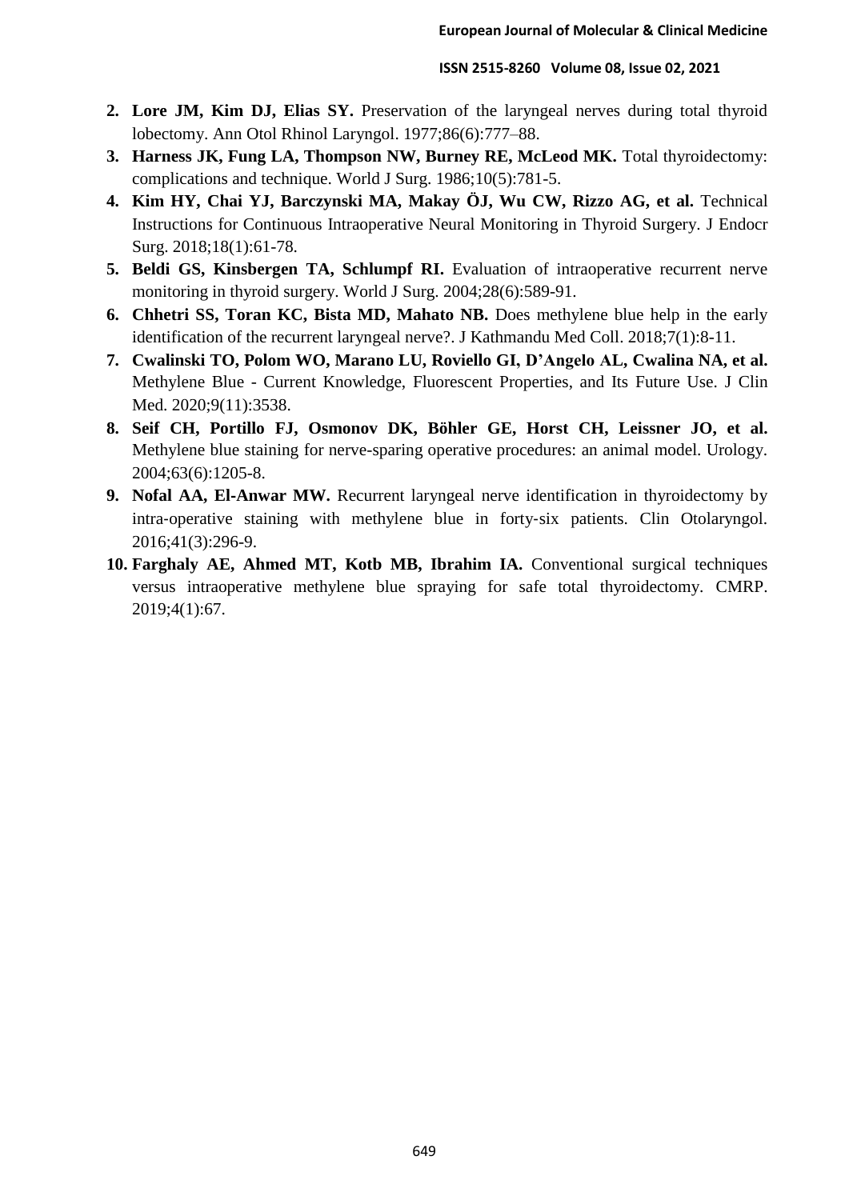2. **Lore JM, Kim DJ, Elias SY.** Preservation of the laryngeal nerves during total thyroid lobectomy. Ann Otol Rhinol Laryngol. 1977;86(6):777–88.
3. **Harness JK, Fung LA, Thompson NW, Burney RE, McLeod MK.** Total thyroidectomy: complications and technique. World J Surg. 1986;10(5):781-5.
4. **Kim HY, Chai YJ, Barczynski MA, Makay ÖJ, Wu CW, Rizzo AG, et al.** Technical Instructions for Continuous Intraoperative Neural Monitoring in Thyroid Surgery. J Endocr Surg. 2018;18(1):61-78.
5. **Beldi GS, Kinsbergen TA, Schlumpf RI.** Evaluation of intraoperative recurrent nerve monitoring in thyroid surgery. World J Surg. 2004;28(6):589-91.
6. **Chhetri SS, Toran KC, Bista MD, Mahato NB.** Does methylene blue help in the early identification of the recurrent laryngeal nerve?. J Kathmandu Med Coll. 2018;7(1):8-11.
7. **Cwalinski TO, Polom WO, Marano LU, Roviello GI, D'Angelo AL, Cwalina NA, et al.** Methylene Blue - Current Knowledge, Fluorescent Properties, and Its Future Use. J Clin Med. 2020;9(11):3538.
8. **Seif CH, Portillo FJ, Osmonov DK, Böhler GE, Horst CH, Leissner JO, et al.** Methylene blue staining for nerve-sparing operative procedures: an animal model. Urology. 2004;63(6):1205-8.
9. **Nofal AA, El-Anwar MW.** Recurrent laryngeal nerve identification in thyroidectomy by intra-operative staining with methylene blue in forty-six patients. Clin Otolaryngol. 2016;41(3):296-9.
10. **Farghaly AE, Ahmed MT, Kotb MB, Ibrahim IA.** Conventional surgical techniques versus intraoperative methylene blue spraying for safe total thyroidectomy. CMRP. 2019;4(1):67.